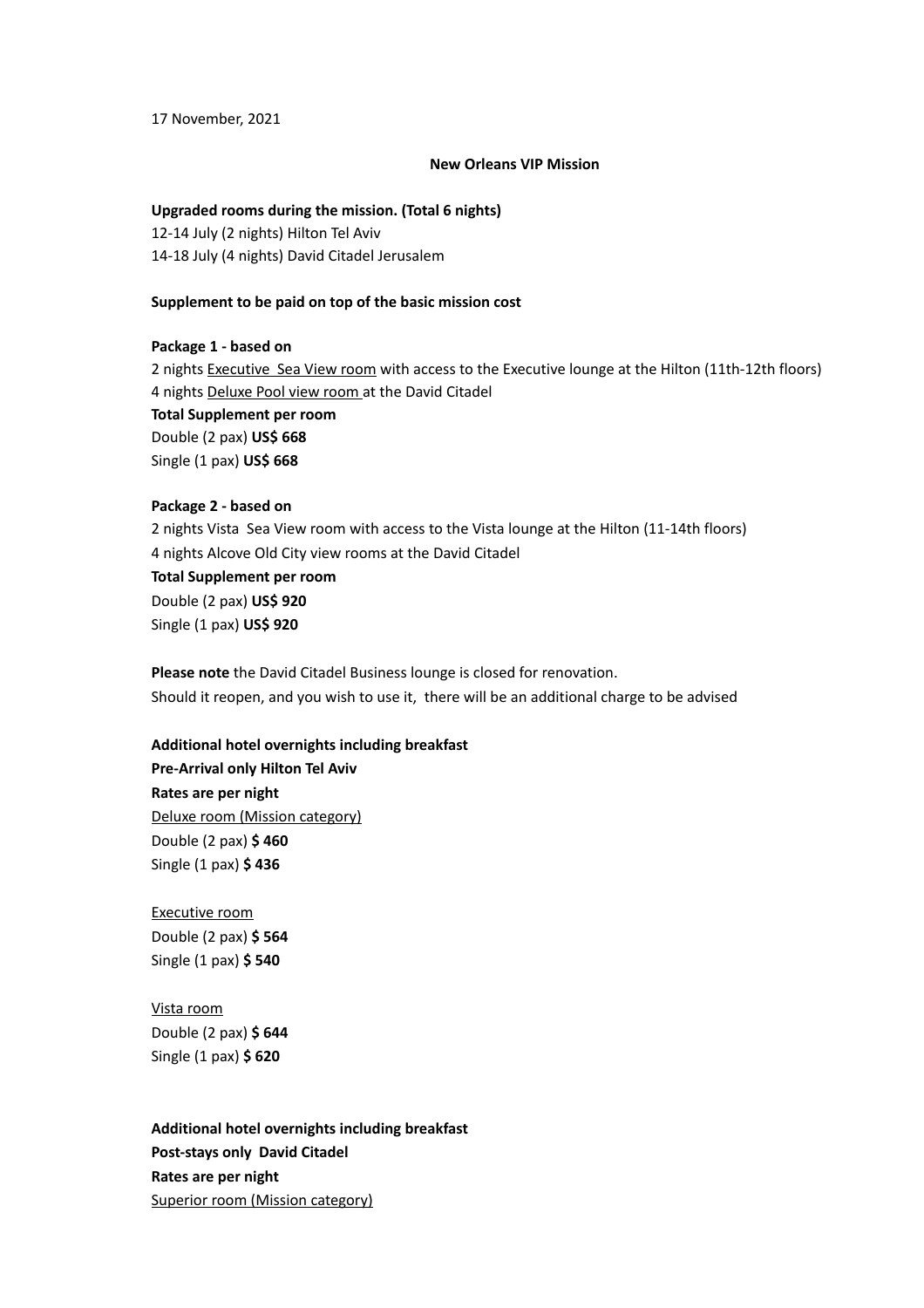17 November, 2021

**New Orleans VIP Mission**

**Upgraded rooms during the mission. (Total 6 nights)**
12-14 July (2 nights) Hilton Tel Aviv
14-18 July (4 nights) David Citadel Jerusalem

**Supplement to be paid on top of the basic mission cost**

**Package 1 - based on**
2 nights <u>Executive Sea View room</u> with access to the Executive lounge at the Hilton (11th-12th floors)
4 nights <u>Deluxe Pool view room</u> at the David Citadel
**Total Supplement per room**
Double (2 pax) **US$ 668**
Single (1 pax) **US$ 668**

**Package 2 - based on**
2 nights Vista Sea View room with access to the Vista lounge at the Hilton (11-14th floors)
4 nights Alcove Old City view rooms at the David Citadel
**Total Supplement per room**
Double (2 pax) **US$ 920**
Single (1 pax) **US$ 920**

**Please note** the David Citadel Business lounge is closed for renovation.
Should it reopen, and you wish to use it, there will be an additional charge to be advised

**Additional hotel overnights including breakfast**
**Pre-Arrival only Hilton Tel Aviv**
**Rates are per night**
<u>Deluxe room (Mission category)</u>
Double (2 pax) **$ 460**
Single (1 pax) **$ 436**

<u>Executive room</u>
Double (2 pax) **$ 564**
Single (1 pax) **$ 540**

<u>Vista room</u>
Double (2 pax) **$ 644**
Single (1 pax) **$ 620**

**Additional hotel overnights including breakfast**
**Post-stays only David Citadel**
**Rates are per night**
<u>Superior room (Mission category)</u>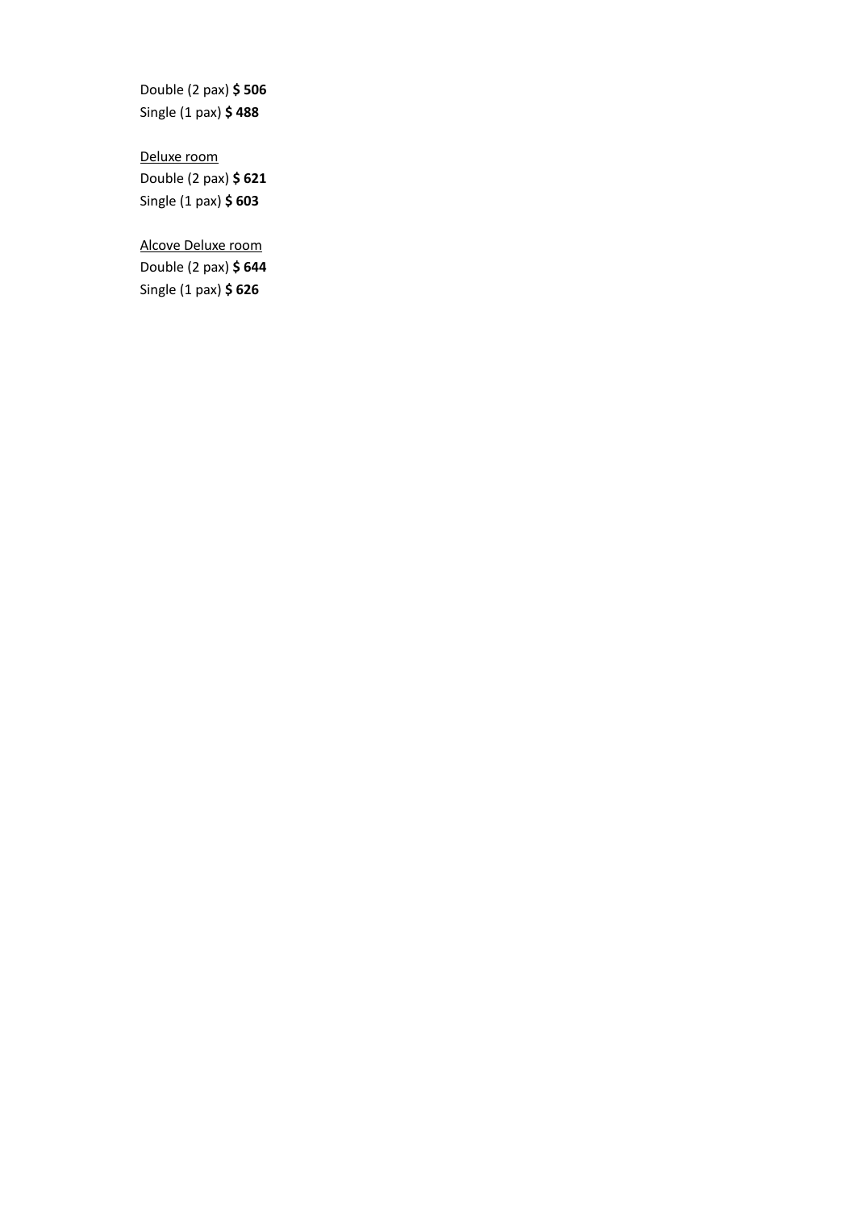Double (2 pax) **$ 506**
Single (1 pax) **$ 488**

<u>Deluxe room</u>
Double (2 pax) **$ 621**
Single (1 pax) **$ 603**

<u>Alcove Deluxe room</u>
Double (2 pax) **$ 644**
Single (1 pax) **$ 626**